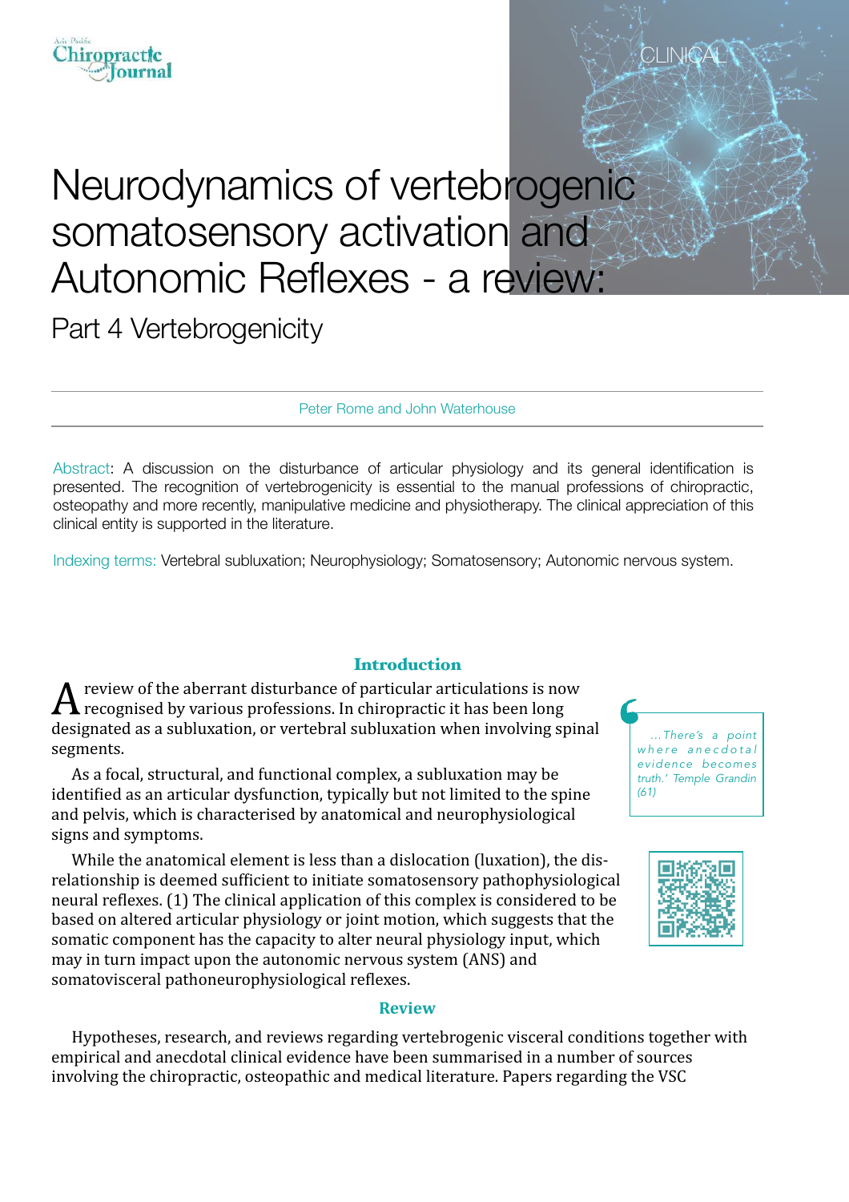CLINICAL

# Neurodynamics of vertebrogenic somatosensory activation and Autonomic Reflexes - a review:

## Part 4 Vertebrogenicity

Peter Rome and John Waterhouse

Abstract: A discussion on the disturbance of articular physiology and its general identification is presented. The recognition of vertebrogenicity is essential to the manual professions of chiropractic, osteopathy and more recently, manipulative medicine and physiotherapy. The clinical appreciation of this clinical entity is supported in the literature.

Indexing terms: Vertebral subluxation; Neurophysiology; Somatosensory; Autonomic nervous system.

> *…There's a point where anecdotal evidence becomes truth.' Temple Grandin (61)*

### Introduction

A review of the aberrant disturbance of particular articulations is now recognised by various professions. In chiropractic it has been long designated as a subluxation, or vertebral subluxation when involving spinal segments.

As a focal, structural, and functional complex, a subluxation may be identified as an articular dysfunction, typically but not limited to the spine and pelvis, which is characterised by anatomical and neurophysiological signs and symptoms.

While the anatomical element is less than a dislocation (luxation), the dis-relationship is deemed sufficient to initiate somatosensory pathophysiological neural reflexes. (1) The clinical application of this complex is considered to be based on altered articular physiology or joint motion, which suggests that the somatic component has the capacity to alter neural physiology input, which may in turn impact upon the autonomic nervous system (ANS) and somatovisceral pathoneurophysiological reflexes.

### Review

Hypotheses, research, and reviews regarding vertebrogenic visceral conditions together with empirical and anecdotal clinical evidence have been summarised in a number of sources involving the chiropractic, osteopathic and medical literature. Papers regarding the VSC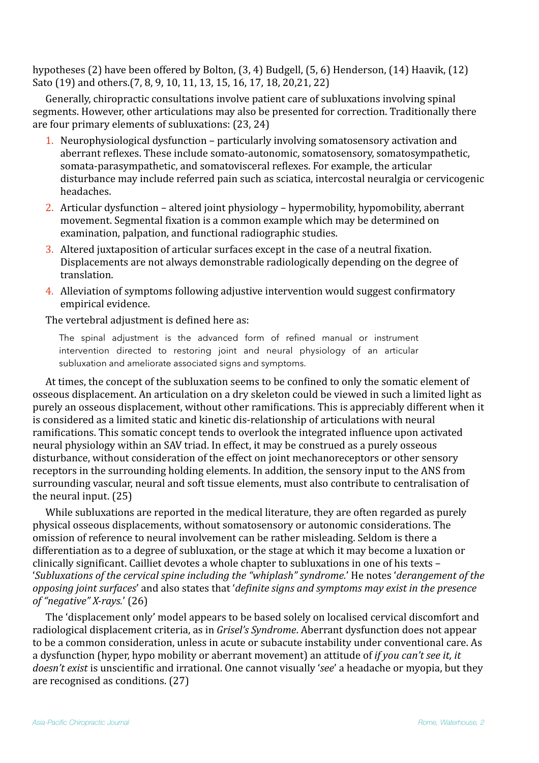hypotheses (2) have been offered by Bolton, (3, 4) Budgell, (5, 6) Henderson, (14) Haavik, (12) Sato (19) and others.(7, 8, 9, 10, 11, 13, 15, 16, 17, 18, 20,21, 22)

Generally, chiropractic consultations involve patient care of subluxations involving spinal segments. However, other articulations may also be presented for correction. Traditionally there are four primary elements of subluxations: (23, 24)

1. Neurophysiological dysfunction – particularly involving somatosensory activation and aberrant reflexes. These include somato-autonomic, somatosensory, somatosympathetic, somata-parasympathetic, and somatovisceral reflexes. For example, the articular disturbance may include referred pain such as sciatica, intercostal neuralgia or cervicogenic headaches.
2. Articular dysfunction – altered joint physiology – hypermobility, hypomobility, aberrant movement. Segmental fixation is a common example which may be determined on examination, palpation, and functional radiographic studies.
3. Altered juxtaposition of articular surfaces except in the case of a neutral fixation. Displacements are not always demonstrable radiologically depending on the degree of translation.
4. Alleviation of symptoms following adjustive intervention would suggest confirmatory empirical evidence.

The vertebral adjustment is defined here as:

> The spinal adjustment is the advanced form of refined manual or instrument intervention directed to restoring joint and neural physiology of an articular subluxation and ameliorate associated signs and symptoms.

At times, the concept of the subluxation seems to be confined to only the somatic element of osseous displacement. An articulation on a dry skeleton could be viewed in such a limited light as purely an osseous displacement, without other ramifications. This is appreciably different when it is considered as a limited static and kinetic dis-relationship of articulations with neural ramifications. This somatic concept tends to overlook the integrated influence upon activated neural physiology within an SAV triad. In effect, it may be construed as a purely osseous disturbance, without consideration of the effect on joint mechanoreceptors or other sensory receptors in the surrounding holding elements. In addition, the sensory input to the ANS from surrounding vascular, neural and soft tissue elements, must also contribute to centralisation of the neural input. (25)

While subluxations are reported in the medical literature, they are often regarded as purely physical osseous displacements, without somatosensory or autonomic considerations. The omission of reference to neural involvement can be rather misleading. Seldom is there a differentiation as to a degree of subluxation, or the stage at which it may become a luxation or clinically significant. Cailliet devotes a whole chapter to subluxations in one of his texts – '*Subluxations of the cervical spine including the "whiplash" syndrome.*' He notes '*derangement of the opposing joint surfaces*' and also states that '*definite signs and symptoms may exist in the presence of "negative" X-rays.*' (26)

The 'displacement only' model appears to be based solely on localised cervical discomfort and radiological displacement criteria, as in *Grisel's Syndrome*. Aberrant dysfunction does not appear to be a common consideration, unless in acute or subacute instability under conventional care. As a dysfunction (hyper, hypo mobility or aberrant movement) an attitude of *if you can't see it, it doesn't exist* is unscientific and irrational. One cannot visually '*see*' a headache or myopia, but they are recognised as conditions. (27)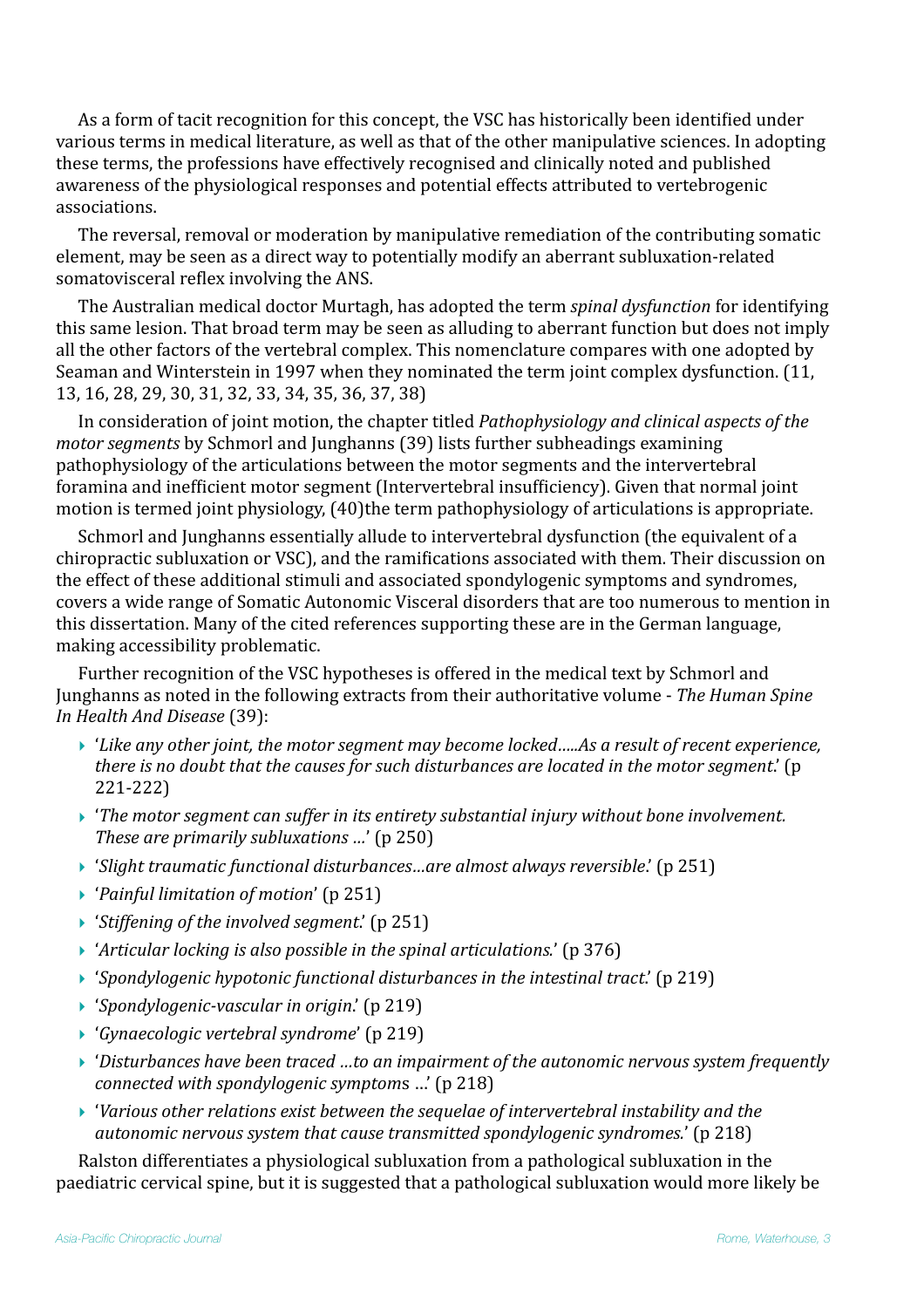As a form of tacit recognition for this concept, the VSC has historically been identified under various terms in medical literature, as well as that of the other manipulative sciences. In adopting these terms, the professions have effectively recognised and clinically noted and published awareness of the physiological responses and potential effects attributed to vertebrogenic associations.

The reversal, removal or moderation by manipulative remediation of the contributing somatic element, may be seen as a direct way to potentially modify an aberrant subluxation-related somatovisceral reflex involving the ANS.

The Australian medical doctor Murtagh, has adopted the term *spinal dysfunction* for identifying this same lesion. That broad term may be seen as alluding to aberrant function but does not imply all the other factors of the vertebral complex. This nomenclature compares with one adopted by Seaman and Winterstein in 1997 when they nominated the term joint complex dysfunction. (11, 13, 16, 28, 29, 30, 31, 32, 33, 34, 35, 36, 37, 38)

In consideration of joint motion, the chapter titled *Pathophysiology and clinical aspects of the motor segments* by Schmorl and Junghanns (39) lists further subheadings examining pathophysiology of the articulations between the motor segments and the intervertebral foramina and inefficient motor segment (Intervertebral insufficiency). Given that normal joint motion is termed joint physiology, (40)the term pathophysiology of articulations is appropriate.

Schmorl and Junghanns essentially allude to intervertebral dysfunction (the equivalent of a chiropractic subluxation or VSC), and the ramifications associated with them. Their discussion on the effect of these additional stimuli and associated spondylogenic symptoms and syndromes, covers a wide range of Somatic Autonomic Visceral disorders that are too numerous to mention in this dissertation. Many of the cited references supporting these are in the German language, making accessibility problematic.

Further recognition of the VSC hypotheses is offered in the medical text by Schmorl and Junghanns as noted in the following extracts from their authoritative volume - *The Human Spine In Health And Disease* (39):

- '*Like any other joint, the motor segment may become locked…..As a result of recent experience, there is no doubt that the causes for such disturbances are located in the motor segment*.' (p 221-222)
- '*The motor segment can suffer in its entirety substantial injury without bone involvement. These are primarily subluxations …*' (p 250)
- '*Slight traumatic functional disturbances…are almost always reversible*.' (p 251)
- '*Painful limitation of motion*' (p 251)
- '*Stiffening of the involved segment*.' (p 251)
- '*Articular locking is also possible in the spinal articulations.*' (p 376)
- '*Spondylogenic hypotonic functional disturbances in the intestinal tract*.' (p 219)
- '*Spondylogenic-vascular in origin*.' (p 219)
- '*Gynaecologic vertebral syndrome*' (p 219)
- '*Disturbances have been traced …to an impairment of the autonomic nervous system frequently connected with spondylogenic symptoms* …' (p 218)
- '*Various other relations exist between the sequelae of intervertebral instability and the autonomic nervous system that cause transmitted spondylogenic syndromes.*' (p 218)

Ralston differentiates a physiological subluxation from a pathological subluxation in the paediatric cervical spine, but it is suggested that a pathological subluxation would more likely be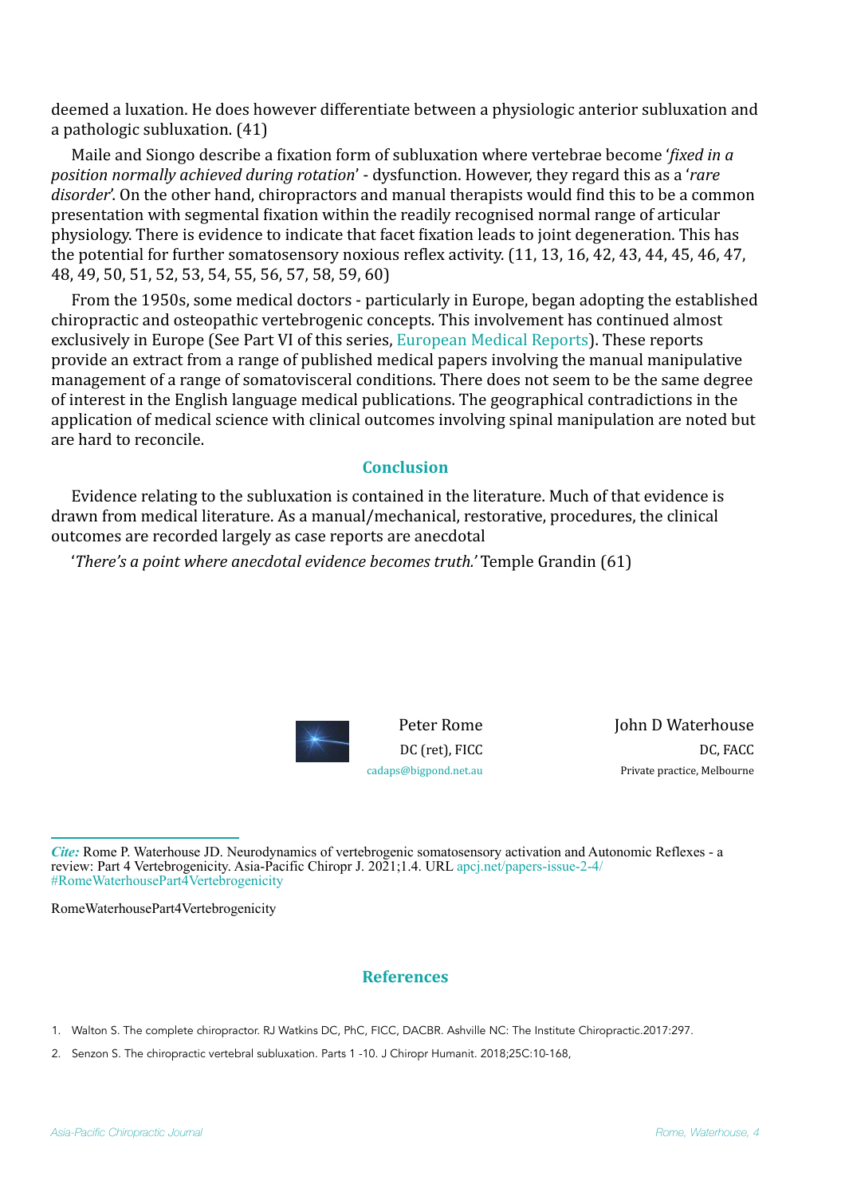deemed a luxation. He does however differentiate between a physiologic anterior subluxation and a pathologic subluxation. (41)

Maile and Siongo describe a fixation form of subluxation where vertebrae become '*fixed in a position normally achieved during rotation*' - dysfunction. However, they regard this as a '*rare disorder*'. On the other hand, chiropractors and manual therapists would find this to be a common presentation with segmental fixation within the readily recognised normal range of articular physiology. There is evidence to indicate that facet fixation leads to joint degeneration. This has the potential for further somatosensory noxious reflex activity. (11, 13, 16, 42, 43, 44, 45, 46, 47, 48, 49, 50, 51, 52, 53, 54, 55, 56, 57, 58, 59, 60)

From the 1950s, some medical doctors - particularly in Europe, began adopting the established chiropractic and osteopathic vertebrogenic concepts. This involvement has continued almost exclusively in Europe (See Part VI of this series, European Medical Reports). These reports provide an extract from a range of published medical papers involving the manual manipulative management of a range of somatovisceral conditions. There does not seem to be the same degree of interest in the English language medical publications. The geographical contradictions in the application of medical science with clinical outcomes involving spinal manipulation are noted but are hard to reconcile.

## Conclusion

Evidence relating to the subluxation is contained in the literature. Much of that evidence is drawn from medical literature. As a manual/mechanical, restorative, procedures, the clinical outcomes are recorded largely as case reports are anecdotal

'*There's a point where anecdotal evidence becomes truth.*' Temple Grandin (61)

Peter Rome
DC (ret), FICC
cadaps@bigpond.net.au

John D Waterhouse
DC, FACC
Private practice, Melbourne

***Cite:*** Rome P. Waterhouse JD. Neurodynamics of vertebrogenic somatosensory activation and Autonomic Reflexes - a review: Part 4 Vertebrogenicity. Asia-Pacific Chiropr J. 2021;1.4. URL apcj.net/papers-issue-2-4/#RomeWaterhousePart4Vertebrogenicity

RomeWaterhousePart4Vertebrogenicity

## References

1. Walton S. The complete chiropractor. RJ Watkins DC, PhC, FICC, DACBR. Ashville NC: The Institute Chiropractic.2017:297.
2. Senzon S. The chiropractic vertebral subluxation. Parts 1 -10. J Chiropr Humanit. 2018;25C:10-168,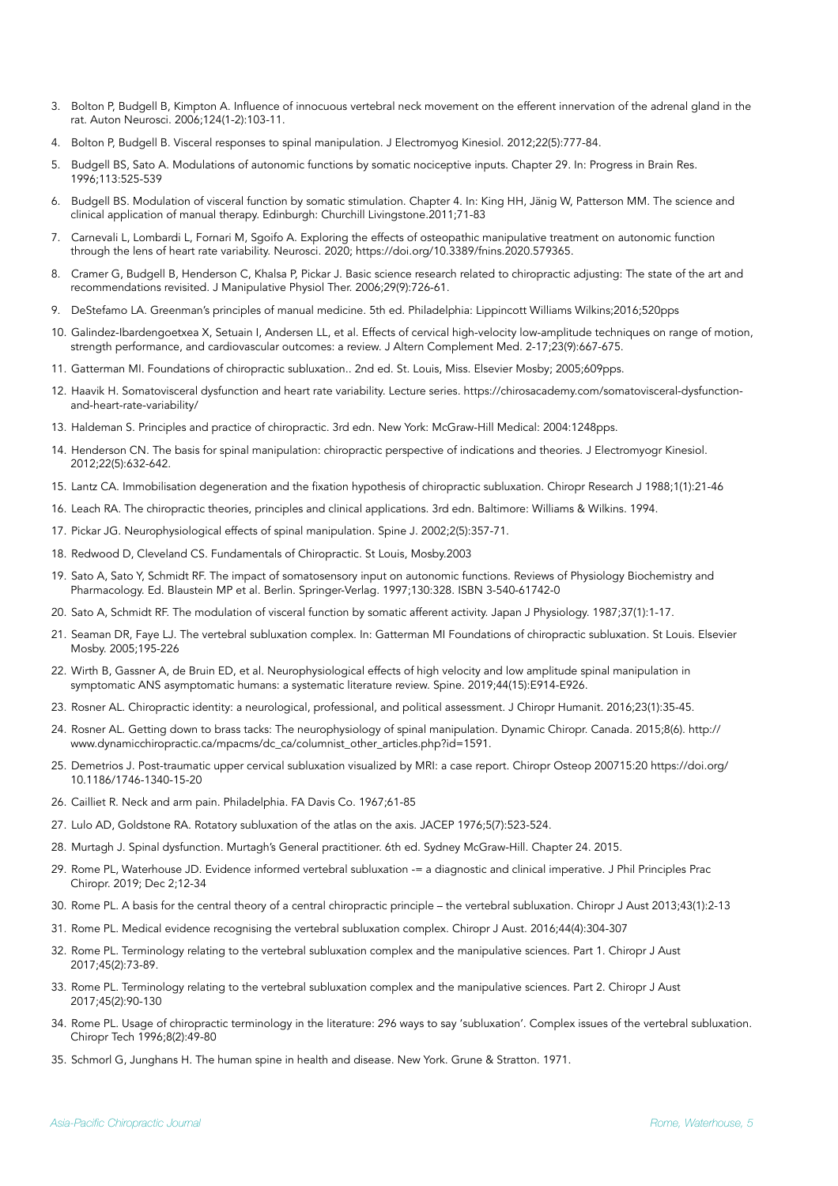3. Bolton P, Budgell B, Kimpton A. Influence of innocuous vertebral neck movement on the efferent innervation of the adrenal gland in the rat. Auton Neurosci. 2006;124(1-2):103-11.
4. Bolton P, Budgell B. Visceral responses to spinal manipulation. J Electromyog Kinesiol. 2012;22(5):777-84.
5. Budgell BS, Sato A. Modulations of autonomic functions by somatic nociceptive inputs. Chapter 29. In: Progress in Brain Res. 1996;113:525-539
6. Budgell BS. Modulation of visceral function by somatic stimulation. Chapter 4. In: King HH, Jänig W, Patterson MM. The science and clinical application of manual therapy. Edinburgh: Churchill Livingstone.2011;71-83
7. Carnevali L, Lombardi L, Fornari M, Sgoifo A. Exploring the effects of osteopathic manipulative treatment on autonomic function through the lens of heart rate variability. Neurosci. 2020; https://doi.org/10.3389/fnins.2020.579365.
8. Cramer G, Budgell B, Henderson C, Khalsa P, Pickar J. Basic science research related to chiropractic adjusting: The state of the art and recommendations revisited. J Manipulative Physiol Ther. 2006;29(9):726-61.
9. DeStefamo LA. Greenman's principles of manual medicine. 5th ed. Philadelphia: Lippincott Williams Wilkins;2016;520pps
10. Galindez-Ibardengoetxea X, Setuain I, Andersen LL, et al. Effects of cervical high-velocity low-amplitude techniques on range of motion, strength performance, and cardiovascular outcomes: a review. J Altern Complement Med. 2-17;23(9):667-675.
11. Gatterman MI. Foundations of chiropractic subluxation.. 2nd ed. St. Louis, Miss. Elsevier Mosby; 2005;609pps.
12. Haavik H. Somatovisceral dysfunction and heart rate variability. Lecture series. https://chirosacademy.com/somatovisceral-dysfunction-and-heart-rate-variability/
13. Haldeman S. Principles and practice of chiropractic. 3rd edn. New York: McGraw-Hill Medical: 2004:1248pps.
14. Henderson CN. The basis for spinal manipulation: chiropractic perspective of indications and theories. J Electromyogr Kinesiol. 2012;22(5):632-642.
15. Lantz CA. Immobilisation degeneration and the fixation hypothesis of chiropractic subluxation. Chiropr Research J 1988;1(1):21-46
16. Leach RA. The chiropractic theories, principles and clinical applications. 3rd edn. Baltimore: Williams & Wilkins. 1994.
17. Pickar JG. Neurophysiological effects of spinal manipulation. Spine J. 2002;2(5):357-71.
18. Redwood D, Cleveland CS. Fundamentals of Chiropractic. St Louis, Mosby.2003
19. Sato A, Sato Y, Schmidt RF. The impact of somatosensory input on autonomic functions. Reviews of Physiology Biochemistry and Pharmacology. Ed. Blaustein MP et al. Berlin. Springer-Verlag. 1997;130:328. ISBN 3-540-61742-0
20. Sato A, Schmidt RF. The modulation of visceral function by somatic afferent activity. Japan J Physiology. 1987;37(1):1-17.
21. Seaman DR, Faye LJ. The vertebral subluxation complex. In: Gatterman MI Foundations of chiropractic subluxation. St Louis. Elsevier Mosby. 2005;195-226
22. Wirth B, Gassner A, de Bruin ED, et al. Neurophysiological effects of high velocity and low amplitude spinal manipulation in symptomatic ANS asymptomatic humans: a systematic literature review. Spine. 2019;44(15):E914-E926.
23. Rosner AL. Chiropractic identity: a neurological, professional, and political assessment. J Chiropr Humanit. 2016;23(1):35-45.
24. Rosner AL. Getting down to brass tacks: The neurophysiology of spinal manipulation. Dynamic Chiropr. Canada. 2015;8(6). http://www.dynamicchiropractic.ca/mpacms/dc_ca/columnist_other_articles.php?id=1591.
25. Demetrios J. Post-traumatic upper cervical subluxation visualized by MRI: a case report. Chiropr Osteop 200715:20 https://doi.org/10.1186/1746-1340-15-20
26. Cailliet R. Neck and arm pain. Philadelphia. FA Davis Co. 1967;61-85
27. Lulo AD, Goldstone RA. Rotatory subluxation of the atlas on the axis. JACEP 1976;5(7):523-524.
28. Murtagh J. Spinal dysfunction. Murtagh's General practitioner. 6th ed. Sydney McGraw-Hill. Chapter 24. 2015.
29. Rome PL, Waterhouse JD. Evidence informed vertebral subluxation -= a diagnostic and clinical imperative. J Phil Principles Prac Chiropr. 2019; Dec 2;12-34
30. Rome PL. A basis for the central theory of a central chiropractic principle – the vertebral subluxation. Chiropr J Aust 2013;43(1):2-13
31. Rome PL. Medical evidence recognising the vertebral subluxation complex. Chiropr J Aust. 2016;44(4):304-307
32. Rome PL. Terminology relating to the vertebral subluxation complex and the manipulative sciences. Part 1. Chiropr J Aust 2017;45(2):73-89.
33. Rome PL. Terminology relating to the vertebral subluxation complex and the manipulative sciences. Part 2. Chiropr J Aust 2017;45(2):90-130
34. Rome PL. Usage of chiropractic terminology in the literature: 296 ways to say 'subluxation'. Complex issues of the vertebral subluxation. Chiropr Tech 1996;8(2):49-80
35. Schmorl G, Junghans H. The human spine in health and disease. New York. Grune & Stratton. 1971.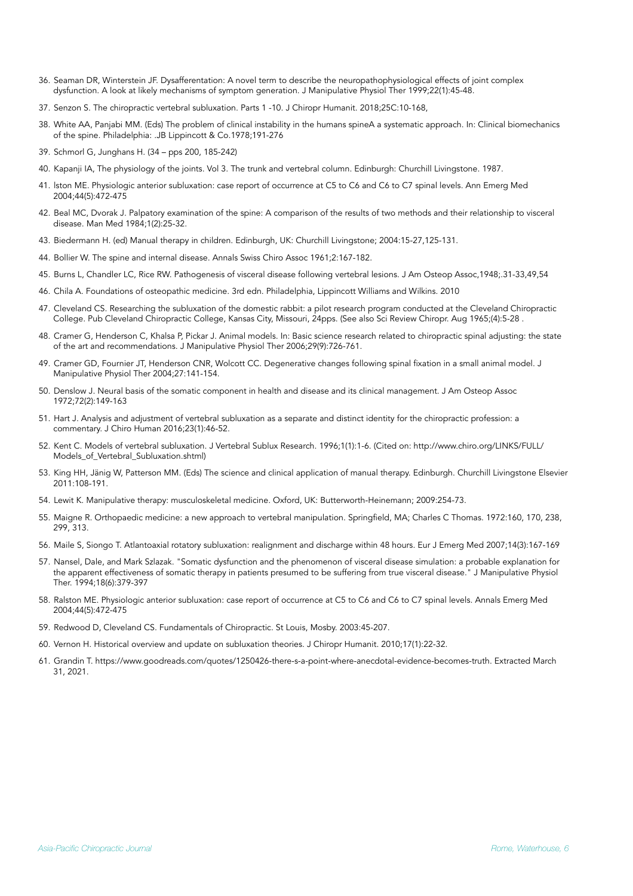36. Seaman DR, Winterstein JF. Dysafferentation: A novel term to describe the neuropathophysiological effects of joint complex dysfunction. A look at likely mechanisms of symptom generation. J Manipulative Physiol Ther 1999;22(1):45-48.
37. Senzon S. The chiropractic vertebral subluxation. Parts 1 -10. J Chiropr Humanit. 2018;25C:10-168,
38. White AA, Panjabi MM. (Eds) The problem of clinical instability in the humans spineA a systematic approach. In: Clinical biomechanics of the spine. Philadelphia: .JB Lippincott & Co.1978;191-276
39. Schmorl G, Junghans H. (34 – pps 200, 185-242)
40. Kapanji IA, The physiology of the joints. Vol 3. The trunk and vertebral column. Edinburgh: Churchill Livingstone. 1987.
41. lston ME. Physiologic anterior subluxation: case report of occurrence at C5 to C6 and C6 to C7 spinal levels. Ann Emerg Med 2004;44(5):472-475
42. Beal MC, Dvorak J. Palpatory examination of the spine: A comparison of the results of two methods and their relationship to visceral disease. Man Med 1984;1(2):25-32.
43. Biedermann H. (ed) Manual therapy in children. Edinburgh, UK: Churchill Livingstone; 2004:15-27,125-131.
44. Bollier W. The spine and internal disease. Annals Swiss Chiro Assoc 1961;2:167-182.
45. Burns L, Chandler LC, Rice RW. Pathogenesis of visceral disease following vertebral lesions. J Am Osteop Assoc,1948;.31-33,49,54
46. Chila A. Foundations of osteopathic medicine. 3rd edn. Philadelphia, Lippincott Williams and Wilkins. 2010
47. Cleveland CS. Researching the subluxation of the domestic rabbit: a pilot research program conducted at the Cleveland Chiropractic College. Pub Cleveland Chiropractic College, Kansas City, Missouri, 24pps. (See also Sci Review Chiropr. Aug 1965;(4):5-28 .
48. Cramer G, Henderson C, Khalsa P, Pickar J. Animal models. In: Basic science research related to chiropractic spinal adjusting: the state of the art and recommendations. J Manipulative Physiol Ther 2006;29(9):726-761.
49. Cramer GD, Fournier JT, Henderson CNR, Wolcott CC. Degenerative changes following spinal fixation in a small animal model. J Manipulative Physiol Ther 2004;27:141-154.
50. Denslow J. Neural basis of the somatic component in health and disease and its clinical management. J Am Osteop Assoc 1972;72(2):149-163
51. Hart J. Analysis and adjustment of vertebral subluxation as a separate and distinct identity for the chiropractic profession: a commentary. J Chiro Human 2016;23(1):46-52.
52. Kent C. Models of vertebral subluxation. J Vertebral Sublux Research. 1996;1(1):1-6. (Cited on: http://www.chiro.org/LINKS/FULL/Models_of_Vertebral_Subluxation.shtml)
53. King HH, Jänig W, Patterson MM. (Eds) The science and clinical application of manual therapy. Edinburgh. Churchill Livingstone Elsevier 2011:108-191.
54. Lewit K. Manipulative therapy: musculoskeletal medicine. Oxford, UK: Butterworth-Heinemann; 2009:254-73.
55. Maigne R. Orthopaedic medicine: a new approach to vertebral manipulation. Springfield, MA; Charles C Thomas. 1972:160, 170, 238, 299, 313.
56. Maile S, Siongo T. Atlantoaxial rotatory subluxation: realignment and discharge within 48 hours. Eur J Emerg Med 2007;14(3):167-169
57. Nansel, Dale, and Mark Szlazak. "Somatic dysfunction and the phenomenon of visceral disease simulation: a probable explanation for the apparent effectiveness of somatic therapy in patients presumed to be suffering from true visceral disease." J Manipulative Physiol Ther. 1994;18(6):379-397
58. Ralston ME. Physiologic anterior subluxation: case report of occurrence at C5 to C6 and C6 to C7 spinal levels. Annals Emerg Med 2004;44(5):472-475
59. Redwood D, Cleveland CS. Fundamentals of Chiropractic. St Louis, Mosby. 2003:45-207.
60. Vernon H. Historical overview and update on subluxation theories. J Chiropr Humanit. 2010;17(1):22-32.
61. Grandin T. https://www.goodreads.com/quotes/1250426-there-s-a-point-where-anecdotal-evidence-becomes-truth. Extracted March 31, 2021.